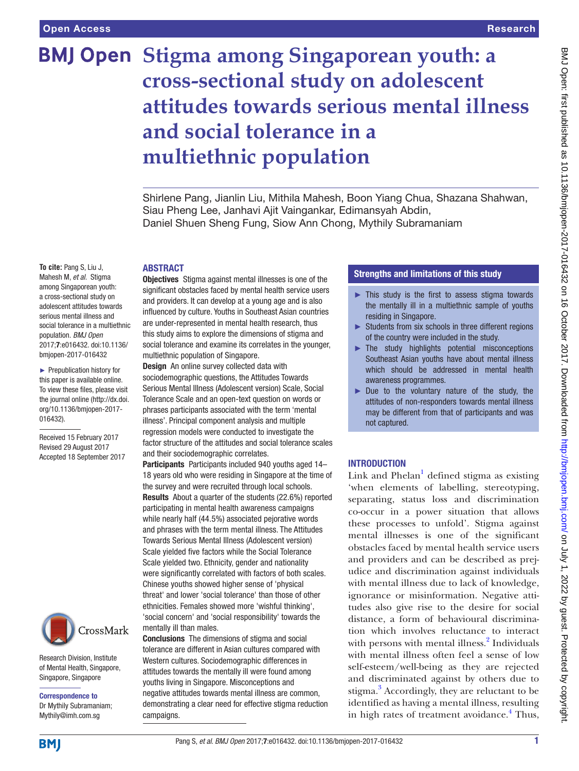# Stigma among Singaporean youth: a cross-sectional study on adolescent attitudes towards serious mental illness and social tolerance in a multiethnic population

Shirlene Pang, Jianlin Liu, Mithila Mahesh, Boon Yiang Chua, Shazana Shahwan, Siau Pheng Lee, Janhavi Ajit Vaingankar, Edimansyah Abdin, Daniel Shuen Sheng Fung, Siow Ann Chong, Mythily Subramaniam

**To cite:** Pang S, Liu J, Mahesh M, *et al*. Stigma among Singaporean youth: a cross-sectional study on adolescent attitudes towards serious mental illness and social tolerance in a multiethnic population. *BMJ Open* 2017;**7**:e016432. doi:10.1136/bmjopen-2017-016432

► Prepublication history for this paper is available online. To view these files, please visit the journal online (http://dx.doi.org/10.1136/bmjopen-2017-016432).

Received 15 February 2017
Revised 29 August 2017
Accepted 18 September 2017

Research Division, Institute of Mental Health, Singapore, Singapore, Singapore

**Correspondence to**
Dr Mythily Subramaniam;
Mythily@imh.com.sg

## ABSTRACT

**Objectives** Stigma against mental illnesses is one of the significant obstacles faced by mental health service users and providers. It can develop at a young age and is also influenced by culture. Youths in Southeast Asian countries are under-represented in mental health research, thus this study aims to explore the dimensions of stigma and social tolerance and examine its correlates in the younger, multiethnic population of Singapore.

**Design** An online survey collected data with sociodemographic questions, the Attitudes Towards Serious Mental Illness (Adolescent version) Scale, Social Tolerance Scale and an open-text question on words or phrases participants associated with the term 'mental illness'. Principal component analysis and multiple regression models were conducted to investigate the factor structure of the attitudes and social tolerance scales and their sociodemographic correlates.

**Participants** Participants included 940 youths aged 14–18 years old who were residing in Singapore at the time of the survey and were recruited through local schools.

**Results** About a quarter of the students (22.6%) reported participating in mental health awareness campaigns while nearly half (44.5%) associated pejorative words and phrases with the term mental illness. The Attitudes Towards Serious Mental Illness (Adolescent version) Scale yielded five factors while the Social Tolerance Scale yielded two. Ethnicity, gender and nationality were significantly correlated with factors of both scales. Chinese youths showed higher sense of 'physical threat' and lower 'social tolerance' than those of other ethnicities. Females showed more 'wishful thinking', 'social concern' and 'social responsibility' towards the mentally ill than males.

**Conclusions** The dimensions of stigma and social tolerance are different in Asian cultures compared with Western cultures. Sociodemographic differences in attitudes towards the mentally ill were found among youths living in Singapore. Misconceptions and negative attitudes towards mental illness are common, demonstrating a clear need for effective stigma reduction campaigns.

## Strengths and limitations of this study

- ► This study is the first to assess stigma towards the mentally ill in a multiethnic sample of youths residing in Singapore.
- ► Students from six schools in three different regions of the country were included in the study.
- ► The study highlights potential misconceptions Southeast Asian youths have about mental illness which should be addressed in mental health awareness programmes.
- ► Due to the voluntary nature of the study, the attitudes of non-responders towards mental illness may be different from that of participants and was not captured.

## INTRODUCTION

Link and Phelan[1] defined stigma as existing 'when elements of labelling, stereotyping, separating, status loss and discrimination co-occur in a power situation that allows these processes to unfold'. Stigma against mental illnesses is one of the significant obstacles faced by mental health service users and providers and can be described as prejudice and discrimination against individuals with mental illness due to lack of knowledge, ignorance or misinformation. Negative attitudes also give rise to the desire for social distance, a form of behavioural discrimination which involves reluctance to interact with persons with mental illness.[2] Individuals with mental illness often feel a sense of low self-esteem/well-being as they are rejected and discriminated against by others due to stigma.[3] Accordingly, they are reluctant to be identified as having a mental illness, resulting in high rates of treatment avoidance.[4] Thus,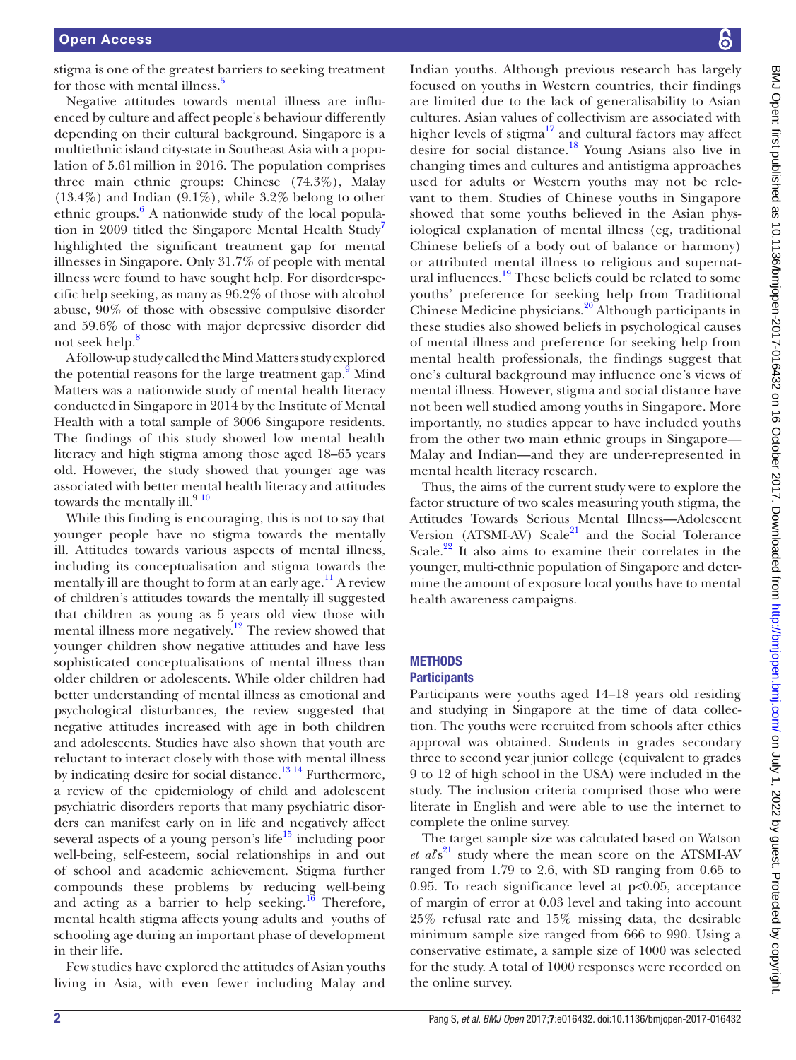stigma is one of the greatest barriers to seeking treatment for those with mental illness.[5]

Negative attitudes towards mental illness are influenced by culture and affect people's behaviour differently depending on their cultural background. Singapore is a multiethnic island city-state in Southeast Asia with a population of 5.61 million in 2016. The population comprises three main ethnic groups: Chinese (74.3%), Malay (13.4%) and Indian (9.1%), while 3.2% belong to other ethnic groups.[6] A nationwide study of the local population in 2009 titled the Singapore Mental Health Study[7] highlighted the significant treatment gap for mental illnesses in Singapore. Only 31.7% of people with mental illness were found to have sought help. For disorder-specific help seeking, as many as 96.2% of those with alcohol abuse, 90% of those with obsessive compulsive disorder and 59.6% of those with major depressive disorder did not seek help.[8]

A follow-up study called the Mind Matters study explored the potential reasons for the large treatment gap.[9] Mind Matters was a nationwide study of mental health literacy conducted in Singapore in 2014 by the Institute of Mental Health with a total sample of 3006 Singapore residents. The findings of this study showed low mental health literacy and high stigma among those aged 18–65 years old. However, the study showed that younger age was associated with better mental health literacy and attitudes towards the mentally ill.[9,10]

While this finding is encouraging, this is not to say that younger people have no stigma towards the mentally ill. Attitudes towards various aspects of mental illness, including its conceptualisation and stigma towards the mentally ill are thought to form at an early age.[11] A review of children's attitudes towards the mentally ill suggested that children as young as 5 years old view those with mental illness more negatively.[12] The review showed that younger children show negative attitudes and have less sophisticated conceptualisations of mental illness than older children or adolescents. While older children had better understanding of mental illness as emotional and psychological disturbances, the review suggested that negative attitudes increased with age in both children and adolescents. Studies have also shown that youth are reluctant to interact closely with those with mental illness by indicating desire for social distance.[13,14] Furthermore, a review of the epidemiology of child and adolescent psychiatric disorders reports that many psychiatric disorders can manifest early on in life and negatively affect several aspects of a young person's life[15] including poor well-being, self-esteem, social relationships in and out of school and academic achievement. Stigma further compounds these problems by reducing well-being and acting as a barrier to help seeking.[16] Therefore, mental health stigma affects young adults and youths of schooling age during an important phase of development in their life.

Few studies have explored the attitudes of Asian youths living in Asia, with even fewer including Malay and Indian youths. Although previous research has largely focused on youths in Western countries, their findings are limited due to the lack of generalisability to Asian cultures. Asian values of collectivism are associated with higher levels of stigma[17] and cultural factors may affect desire for social distance.[18] Young Asians also live in changing times and cultures and antistigma approaches used for adults or Western youths may not be relevant to them. Studies of Chinese youths in Singapore showed that some youths believed in the Asian physiological explanation of mental illness (eg, traditional Chinese beliefs of a body out of balance or harmony) or attributed mental illness to religious and supernatural influences.[19] These beliefs could be related to some youths' preference for seeking help from Traditional Chinese Medicine physicians.[20] Although participants in these studies also showed beliefs in psychological causes of mental illness and preference for seeking help from mental health professionals, the findings suggest that one's cultural background may influence one's views of mental illness. However, stigma and social distance have not been well studied among youths in Singapore. More importantly, no studies appear to have included youths from the other two main ethnic groups in Singapore—Malay and Indian—and they are under-represented in mental health literacy research.

Thus, the aims of the current study were to explore the factor structure of two scales measuring youth stigma, the Attitudes Towards Serious Mental Illness—Adolescent Version (ATSMI-AV) Scale[21] and the Social Tolerance Scale.[22] It also aims to examine their correlates in the younger, multi-ethnic population of Singapore and determine the amount of exposure local youths have to mental health awareness campaigns.

## METHODS

### Participants

Participants were youths aged 14–18 years old residing and studying in Singapore at the time of data collection. The youths were recruited from schools after ethics approval was obtained. Students in grades secondary three to second year junior college (equivalent to grades 9 to 12 of high school in the USA) were included in the study. The inclusion criteria comprised those who were literate in English and were able to use the internet to complete the online survey.

The target sample size was calculated based on Watson *et al*'s[21] study where the mean score on the ATSMI-AV ranged from 1.79 to 2.6, with SD ranging from 0.65 to 0.95. To reach significance level at $p<0.05$, acceptance of margin of error at 0.03 level and taking into account 25% refusal rate and 15% missing data, the desirable minimum sample size ranged from 666 to 990. Using a conservative estimate, a sample size of 1000 was selected for the study. A total of 1000 responses were recorded on the online survey.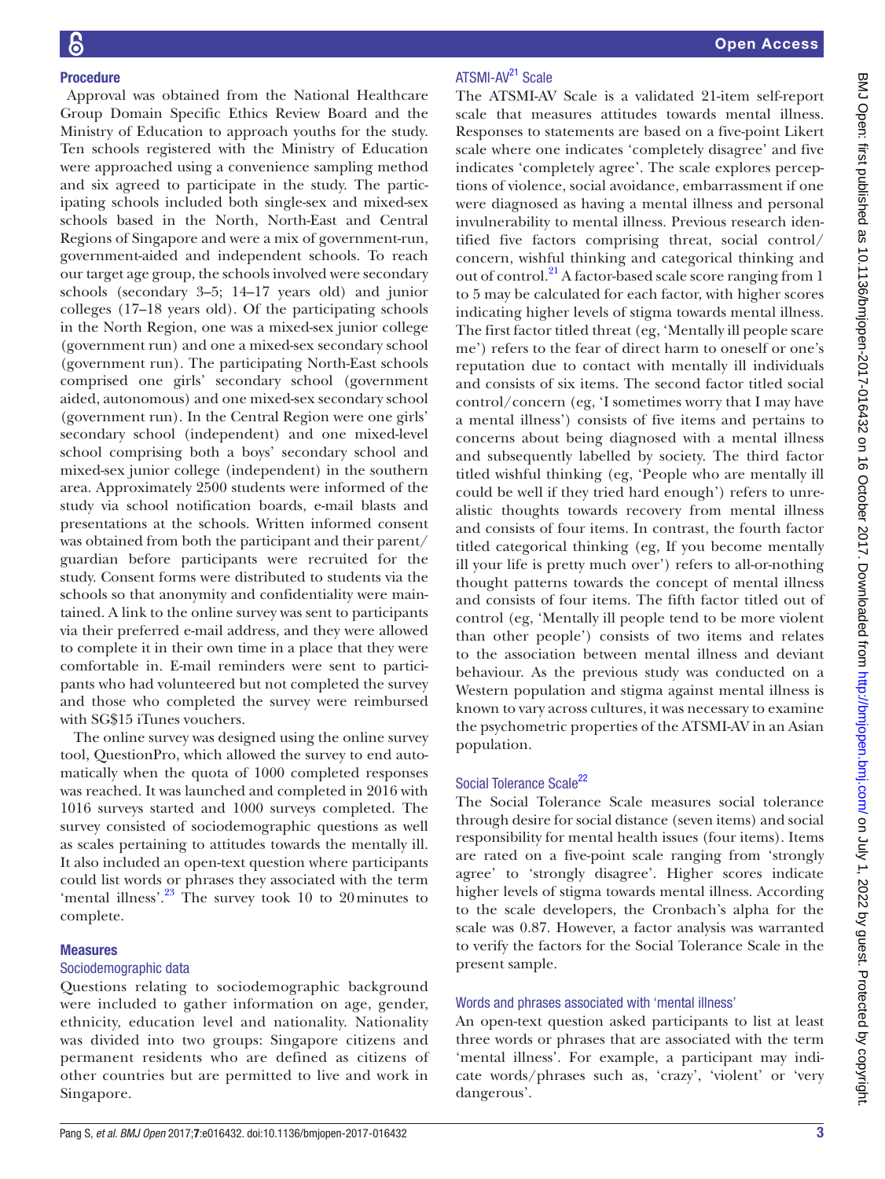## Procedure

Approval was obtained from the National Healthcare Group Domain Specific Ethics Review Board and the Ministry of Education to approach youths for the study. Ten schools registered with the Ministry of Education were approached using a convenience sampling method and six agreed to participate in the study. The participating schools included both single-sex and mixed-sex schools based in the North, North-East and Central Regions of Singapore and were a mix of government-run, government-aided and independent schools. To reach our target age group, the schools involved were secondary schools (secondary 3–5; 14–17 years old) and junior colleges (17–18 years old). Of the participating schools in the North Region, one was a mixed-sex junior college (government run) and one a mixed-sex secondary school (government run). The participating North-East schools comprised one girls' secondary school (government aided, autonomous) and one mixed-sex secondary school (government run). In the Central Region were one girls' secondary school (independent) and one mixed-level school comprising both a boys' secondary school and mixed-sex junior college (independent) in the southern area. Approximately 2500 students were informed of the study via school notification boards, e-mail blasts and presentations at the schools. Written informed consent was obtained from both the participant and their parent/guardian before participants were recruited for the study. Consent forms were distributed to students via the schools so that anonymity and confidentiality were maintained. A link to the online survey was sent to participants via their preferred e-mail address, and they were allowed to complete it in their own time in a place that they were comfortable in. E-mail reminders were sent to participants who had volunteered but not completed the survey and those who completed the survey were reimbursed with SG$15 iTunes vouchers.

The online survey was designed using the online survey tool, QuestionPro, which allowed the survey to end automatically when the quota of 1000 completed responses was reached. It was launched and completed in 2016 with 1016 surveys started and 1000 surveys completed. The survey consisted of sociodemographic questions as well as scales pertaining to attitudes towards the mentally ill. It also included an open-text question where participants could list words or phrases they associated with the term 'mental illness'.[23] The survey took 10 to 20 minutes to complete.

## Measures

### Sociodemographic data

Questions relating to sociodemographic background were included to gather information on age, gender, ethnicity, education level and nationality. Nationality was divided into two groups: Singapore citizens and permanent residents who are defined as citizens of other countries but are permitted to live and work in Singapore.

### ATSMI-AV[21] Scale

The ATSMI-AV Scale is a validated 21-item self-report scale that measures attitudes towards mental illness. Responses to statements are based on a five-point Likert scale where one indicates 'completely disagree' and five indicates 'completely agree'. The scale explores perceptions of violence, social avoidance, embarrassment if one were diagnosed as having a mental illness and personal invulnerability to mental illness. Previous research identified five factors comprising threat, social control/concern, wishful thinking and categorical thinking and out of control.[21] A factor-based scale score ranging from 1 to 5 may be calculated for each factor, with higher scores indicating higher levels of stigma towards mental illness. The first factor titled threat (eg, 'Mentally ill people scare me') refers to the fear of direct harm to oneself or one's reputation due to contact with mentally ill individuals and consists of six items. The second factor titled social control/concern (eg, 'I sometimes worry that I may have a mental illness') consists of five items and pertains to concerns about being diagnosed with a mental illness and subsequently labelled by society. The third factor titled wishful thinking (eg, 'People who are mentally ill could be well if they tried hard enough') refers to unrealistic thoughts towards recovery from mental illness and consists of four items. In contrast, the fourth factor titled categorical thinking (eg, If you become mentally ill your life is pretty much over') refers to all-or-nothing thought patterns towards the concept of mental illness and consists of four items. The fifth factor titled out of control (eg, 'Mentally ill people tend to be more violent than other people') consists of two items and relates to the association between mental illness and deviant behaviour. As the previous study was conducted on a Western population and stigma against mental illness is known to vary across cultures, it was necessary to examine the psychometric properties of the ATSMI-AV in an Asian population.

### Social Tolerance Scale[22]

The Social Tolerance Scale measures social tolerance through desire for social distance (seven items) and social responsibility for mental health issues (four items). Items are rated on a five-point scale ranging from 'strongly agree' to 'strongly disagree'. Higher scores indicate higher levels of stigma towards mental illness. According to the scale developers, the Cronbach's alpha for the scale was 0.87. However, a factor analysis was warranted to verify the factors for the Social Tolerance Scale in the present sample.

### Words and phrases associated with 'mental illness'

An open-text question asked participants to list at least three words or phrases that are associated with the term 'mental illness'. For example, a participant may indicate words/phrases such as, 'crazy', 'violent' or 'very dangerous'.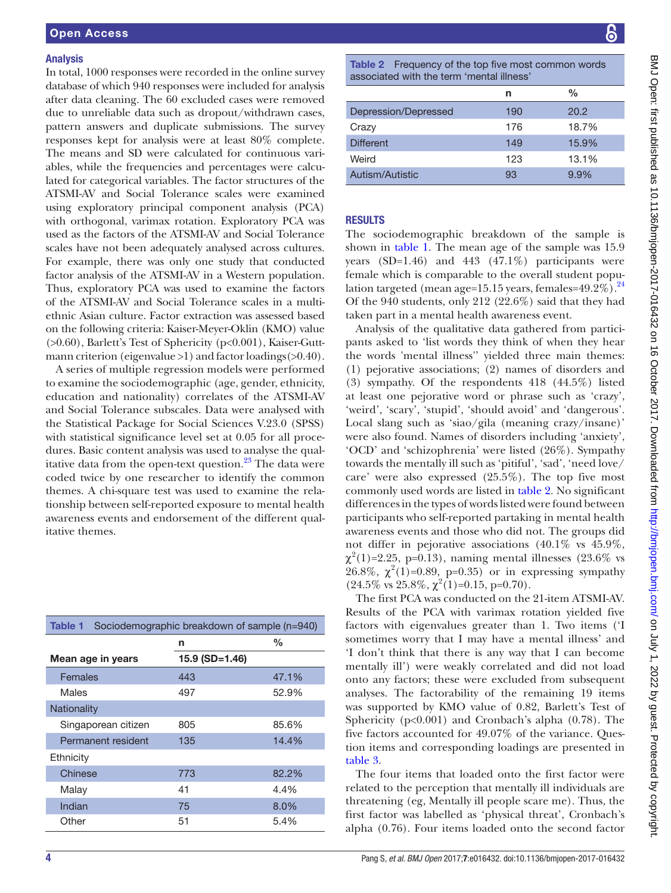## Analysis

In total, 1000 responses were recorded in the online survey database of which 940 responses were included for analysis after data cleaning. The 60 excluded cases were removed due to unreliable data such as dropout/withdrawn cases, pattern answers and duplicate submissions. The survey responses kept for analysis were at least 80% complete. The means and SD were calculated for continuous variables, while the frequencies and percentages were calculated for categorical variables. The factor structures of the ATSMI-AV and Social Tolerance scales were examined using exploratory principal component analysis (PCA) with orthogonal, varimax rotation. Exploratory PCA was used as the factors of the ATSMI-AV and Social Tolerance scales have not been adequately analysed across cultures. For example, there was only one study that conducted factor analysis of the ATSMI-AV in a Western population. Thus, exploratory PCA was used to examine the factors of the ATSMI-AV and Social Tolerance scales in a multiethnic Asian culture. Factor extraction was assessed based on the following criteria: Kaiser-Meyer-Oklin (KMO) value (>0.60), Barlett's Test of Sphericity (p<0.001), Kaiser-Guttmann criterion (eigenvalue >1) and factor loadings (>0.40).

A series of multiple regression models were performed to examine the sociodemographic (age, gender, ethnicity, education and nationality) correlates of the ATSMI-AV and Social Tolerance subscales. Data were analysed with the Statistical Package for Social Sciences V.23.0 (SPSS) with statistical significance level set at 0.05 for all procedures. Basic content analysis was used to analyse the qualitative data from the open-text question.[23] The data were coded twice by one researcher to identify the common themes. A chi-square test was used to examine the relationship between self-reported exposure to mental health awareness events and endorsement of the different qualitative themes.

**Table 1** Sociodemographic breakdown of sample (n=940)

| | n | % |
|---|---|---|
| **Mean age in years** | **15.9 (SD=1.46)** | |
| Females | 443 | 47.1% |
| Males | 497 | 52.9% |
| Nationality | | |
| Singaporean citizen | 805 | 85.6% |
| Permanent resident | 135 | 14.4% |
| Ethnicity | | |
| Chinese | 773 | 82.2% |
| Malay | 41 | 4.4% |
| Indian | 75 | 8.0% |
| Other | 51 | 5.4% |

**Table 2** Frequency of the top five most common words associated with the term 'mental illness'

| | n | % |
|---|---|---|
| Depression/Depressed | 190 | 20.2 |
| Crazy | 176 | 18.7% |
| Different | 149 | 15.9% |
| Weird | 123 | 13.1% |
| Autism/Autistic | 93 | 9.9% |

## RESULTS

The sociodemographic breakdown of the sample is shown in table 1. The mean age of the sample was 15.9 years (SD=1.46) and 443 (47.1%) participants were female which is comparable to the overall student population targeted (mean age=15.15 years, females=49.2%).[24] Of the 940 students, only 212 (22.6%) said that they had taken part in a mental health awareness event.

Analysis of the qualitative data gathered from participants asked to 'list words they think of when they hear the words 'mental illness'' yielded three main themes: (1) pejorative associations; (2) names of disorders and (3) sympathy. Of the respondents 418 (44.5%) listed at least one pejorative word or phrase such as 'crazy', 'weird', 'scary', 'stupid', 'should avoid' and 'dangerous'. Local slang such as 'siao/gila (meaning crazy/insane)' were also found. Names of disorders including 'anxiety', 'OCD' and 'schizophrenia' were listed (26%). Sympathy towards the mentally ill such as 'pitiful', 'sad', 'need love/care' were also expressed (25.5%). The top five most commonly used words are listed in table 2. No significant differences in the types of words listed were found between participants who self-reported partaking in mental health awareness events and those who did not. The groups did not differ in pejorative associations (40.1% vs 45.9%, $\chi^2(1)=2.25$, p=0.13), naming mental illnesses (23.6% vs 26.8%, $\chi^2(1)=0.89$, p=0.35) or in expressing sympathy (24.5% vs 25.8%, $\chi^2(1)=0.15$, p=0.70).

The first PCA was conducted on the 21-item ATSMI-AV. Results of the PCA with varimax rotation yielded five factors with eigenvalues greater than 1. Two items ('I sometimes worry that I may have a mental illness' and 'I don't think that there is any way that I can become mentally ill') were weakly correlated and did not load onto any factors; these were excluded from subsequent analyses. The factorability of the remaining 19 items was supported by KMO value of 0.82, Barlett's Test of Sphericity (p<0.001) and Cronbach's alpha (0.78). The five factors accounted for 49.07% of the variance. Question items and corresponding loadings are presented in table 3.

The four items that loaded onto the first factor were related to the perception that mentally ill individuals are threatening (eg, Mentally ill people scare me). Thus, the first factor was labelled as 'physical threat', Cronbach's alpha (0.76). Four items loaded onto the second factor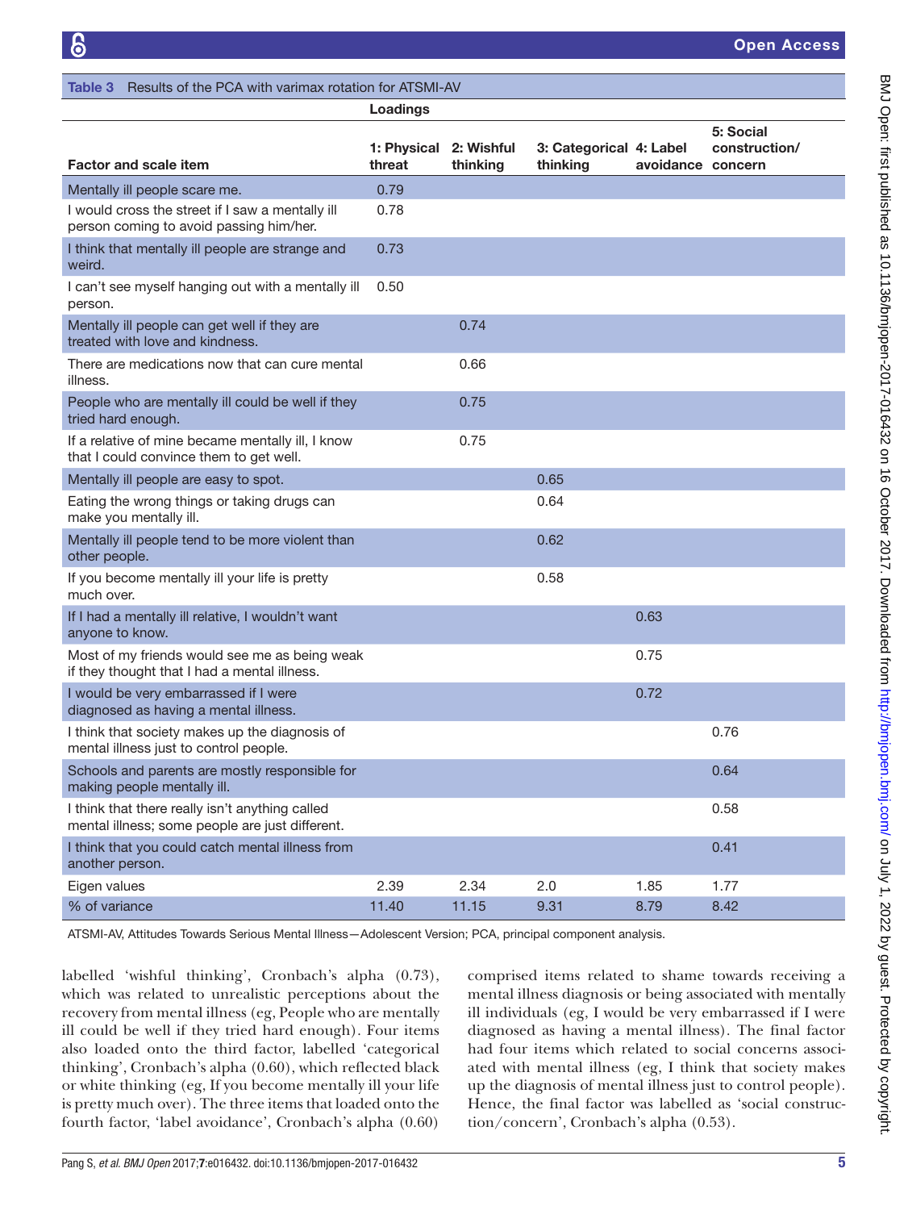**Table 3** Results of the PCA with varimax rotation for ATSMI-AV

| Factor and scale item | Loadings | | | | |
|---|---|---|---|---|---|
| | 1: Physical threat | 2: Wishful thinking | 3: Categorical thinking | 4: Label avoidance | 5: Social construction/ concern |
| Mentally ill people scare me. | 0.79 | | | | |
| I would cross the street if I saw a mentally ill person coming to avoid passing him/her. | 0.78 | | | | |
| I think that mentally ill people are strange and weird. | 0.73 | | | | |
| I can't see myself hanging out with a mentally ill person. | 0.50 | | | | |
| Mentally ill people can get well if they are treated with love and kindness. | | 0.74 | | | |
| There are medications now that can cure mental illness. | | 0.66 | | | |
| People who are mentally ill could be well if they tried hard enough. | | 0.75 | | | |
| If a relative of mine became mentally ill, I know that I could convince them to get well. | | 0.75 | | | |
| Mentally ill people are easy to spot. | | | 0.65 | | |
| Eating the wrong things or taking drugs can make you mentally ill. | | | 0.64 | | |
| Mentally ill people tend to be more violent than other people. | | | 0.62 | | |
| If you become mentally ill your life is pretty much over. | | | 0.58 | | |
| If I had a mentally ill relative, I wouldn't want anyone to know. | | | | 0.63 | |
| Most of my friends would see me as being weak if they thought that I had a mental illness. | | | | 0.75 | |
| I would be very embarrassed if I were diagnosed as having a mental illness. | | | | 0.72 | |
| I think that society makes up the diagnosis of mental illness just to control people. | | | | | 0.76 |
| Schools and parents are mostly responsible for making people mentally ill. | | | | | 0.64 |
| I think that there really isn't anything called mental illness; some people are just different. | | | | | 0.58 |
| I think that you could catch mental illness from another person. | | | | | 0.41 |
| Eigen values | 2.39 | 2.34 | 2.0 | 1.85 | 1.77 |
| % of variance | 11.40 | 11.15 | 9.31 | 8.79 | 8.42 |

ATSMI-AV, Attitudes Towards Serious Mental Illness—Adolescent Version; PCA, principal component analysis.

labelled 'wishful thinking', Cronbach's alpha (0.73), which was related to unrealistic perceptions about the recovery from mental illness (eg, People who are mentally ill could be well if they tried hard enough). Four items also loaded onto the third factor, labelled 'categorical thinking', Cronbach's alpha (0.60), which reflected black or white thinking (eg, If you become mentally ill your life is pretty much over). The three items that loaded onto the fourth factor, 'label avoidance', Cronbach's alpha (0.60) comprised items related to shame towards receiving a mental illness diagnosis or being associated with mentally ill individuals (eg, I would be very embarrassed if I were diagnosed as having a mental illness). The final factor had four items which related to social concerns associated with mental illness (eg, I think that society makes up the diagnosis of mental illness just to control people). Hence, the final factor was labelled as 'social construction/concern', Cronbach's alpha (0.53).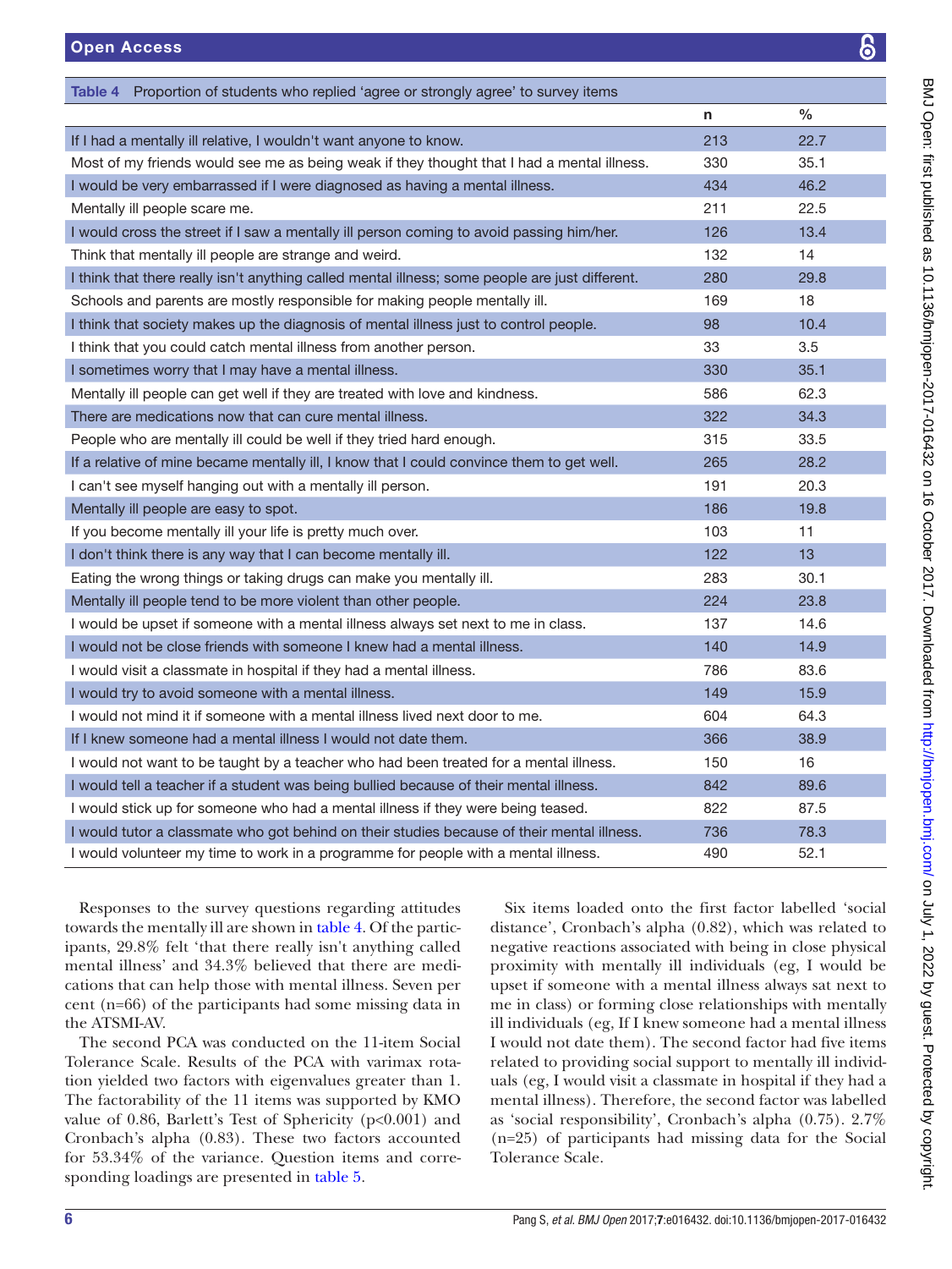**Table 4** Proportion of students who replied 'agree or strongly agree' to survey items

| | n | % |
|---|---|---|
| If I had a mentally ill relative, I wouldn't want anyone to know. | 213 | 22.7 |
| Most of my friends would see me as being weak if they thought that I had a mental illness. | 330 | 35.1 |
| I would be very embarrassed if I were diagnosed as having a mental illness. | 434 | 46.2 |
| Mentally ill people scare me. | 211 | 22.5 |
| I would cross the street if I saw a mentally ill person coming to avoid passing him/her. | 126 | 13.4 |
| Think that mentally ill people are strange and weird. | 132 | 14 |
| I think that there really isn't anything called mental illness; some people are just different. | 280 | 29.8 |
| Schools and parents are mostly responsible for making people mentally ill. | 169 | 18 |
| I think that society makes up the diagnosis of mental illness just to control people. | 98 | 10.4 |
| I think that you could catch mental illness from another person. | 33 | 3.5 |
| I sometimes worry that I may have a mental illness. | 330 | 35.1 |
| Mentally ill people can get well if they are treated with love and kindness. | 586 | 62.3 |
| There are medications now that can cure mental illness. | 322 | 34.3 |
| People who are mentally ill could be well if they tried hard enough. | 315 | 33.5 |
| If a relative of mine became mentally ill, I know that I could convince them to get well. | 265 | 28.2 |
| I can't see myself hanging out with a mentally ill person. | 191 | 20.3 |
| Mentally ill people are easy to spot. | 186 | 19.8 |
| If you become mentally ill your life is pretty much over. | 103 | 11 |
| I don't think there is any way that I can become mentally ill. | 122 | 13 |
| Eating the wrong things or taking drugs can make you mentally ill. | 283 | 30.1 |
| Mentally ill people tend to be more violent than other people. | 224 | 23.8 |
| I would be upset if someone with a mental illness always set next to me in class. | 137 | 14.6 |
| I would not be close friends with someone I knew had a mental illness. | 140 | 14.9 |
| I would visit a classmate in hospital if they had a mental illness. | 786 | 83.6 |
| I would try to avoid someone with a mental illness. | 149 | 15.9 |
| I would not mind it if someone with a mental illness lived next door to me. | 604 | 64.3 |
| If I knew someone had a mental illness I would not date them. | 366 | 38.9 |
| I would not want to be taught by a teacher who had been treated for a mental illness. | 150 | 16 |
| I would tell a teacher if a student was being bullied because of their mental illness. | 842 | 89.6 |
| I would stick up for someone who had a mental illness if they were being teased. | 822 | 87.5 |
| I would tutor a classmate who got behind on their studies because of their mental illness. | 736 | 78.3 |
| I would volunteer my time to work in a programme for people with a mental illness. | 490 | 52.1 |

Responses to the survey questions regarding attitudes towards the mentally ill are shown in table 4. Of the participants, 29.8% felt 'that there really isn't anything called mental illness' and 34.3% believed that there are medications that can help those with mental illness. Seven per cent (n=66) of the participants had some missing data in the ATSMI-AV.

The second PCA was conducted on the 11-item Social Tolerance Scale. Results of the PCA with varimax rotation yielded two factors with eigenvalues greater than 1. The factorability of the 11 items was supported by KMO value of 0.86, Barlett's Test of Sphericity ($p<0.001$) and Cronbach's alpha (0.83). These two factors accounted for 53.34% of the variance. Question items and corresponding loadings are presented in table 5.

Six items loaded onto the first factor labelled 'social distance', Cronbach's alpha (0.82), which was related to negative reactions associated with being in close physical proximity with mentally ill individuals (eg, I would be upset if someone with a mental illness always sat next to me in class) or forming close relationships with mentally ill individuals (eg, If I knew someone had a mental illness I would not date them). The second factor had five items related to providing social support to mentally ill individuals (eg, I would visit a classmate in hospital if they had a mental illness). Therefore, the second factor was labelled as 'social responsibility', Cronbach's alpha (0.75). 2.7% (n=25) of participants had missing data for the Social Tolerance Scale.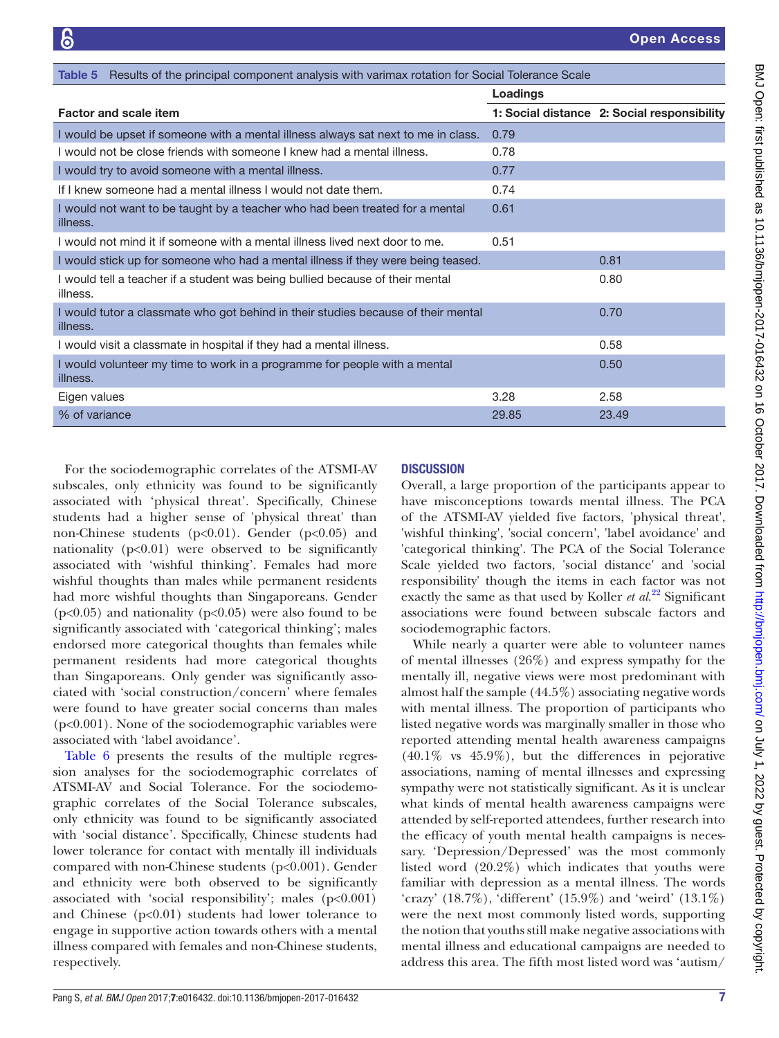**Table 5** Results of the principal component analysis with varimax rotation for Social Tolerance Scale

| Factor and scale item | Loadings | |
|---|---|---|
| | 1: Social distance | 2: Social responsibility |
| I would be upset if someone with a mental illness always sat next to me in class. | 0.79 | |
| I would not be close friends with someone I knew had a mental illness. | 0.78 | |
| I would try to avoid someone with a mental illness. | 0.77 | |
| If I knew someone had a mental illness I would not date them. | 0.74 | |
| I would not want to be taught by a teacher who had been treated for a mental illness. | 0.61 | |
| I would not mind it if someone with a mental illness lived next door to me. | 0.51 | |
| I would stick up for someone who had a mental illness if they were being teased. | | 0.81 |
| I would tell a teacher if a student was being bullied because of their mental illness. | | 0.80 |
| I would tutor a classmate who got behind in their studies because of their mental illness. | | 0.70 |
| I would visit a classmate in hospital if they had a mental illness. | | 0.58 |
| I would volunteer my time to work in a programme for people with a mental illness. | | 0.50 |
| Eigen values | 3.28 | 2.58 |
| % of variance | 29.85 | 23.49 |

For the sociodemographic correlates of the ATSMI-AV subscales, only ethnicity was found to be significantly associated with 'physical threat'. Specifically, Chinese students had a higher sense of 'physical threat' than non-Chinese students ($p<0.01$). Gender ($p<0.05$) and nationality ($p<0.01$) were observed to be significantly associated with 'wishful thinking'. Females had more wishful thoughts than males while permanent residents had more wishful thoughts than Singaporeans. Gender ($p<0.05$) and nationality ($p<0.05$) were also found to be significantly associated with 'categorical thinking'; males endorsed more categorical thoughts than females while permanent residents had more categorical thoughts than Singaporeans. Only gender was significantly associated with 'social construction/concern' where females were found to have greater social concerns than males ($p<0.001$). None of the sociodemographic variables were associated with 'label avoidance'.

Table 6 presents the results of the multiple regression analyses for the sociodemographic correlates of ATSMI-AV and Social Tolerance. For the sociodemographic correlates of the Social Tolerance subscales, only ethnicity was found to be significantly associated with 'social distance'. Specifically, Chinese students had lower tolerance for contact with mentally ill individuals compared with non-Chinese students ($p<0.001$). Gender and ethnicity were both observed to be significantly associated with 'social responsibility'; males ($p<0.001$) and Chinese ($p<0.01$) students had lower tolerance to engage in supportive action towards others with a mental illness compared with females and non-Chinese students, respectively.

## DISCUSSION

Overall, a large proportion of the participants appear to have misconceptions towards mental illness. The PCA of the ATSMI-AV yielded five factors, 'physical threat', 'wishful thinking', 'social concern', 'label avoidance' and 'categorical thinking'. The PCA of the Social Tolerance Scale yielded two factors, 'social distance' and 'social responsibility' though the items in each factor was not exactly the same as that used by Koller *et al*.[22] Significant associations were found between subscale factors and sociodemographic factors.

While nearly a quarter were able to volunteer names of mental illnesses (26%) and express sympathy for the mentally ill, negative views were most predominant with almost half the sample (44.5%) associating negative words with mental illness. The proportion of participants who listed negative words was marginally smaller in those who reported attending mental health awareness campaigns (40.1% vs 45.9%), but the differences in pejorative associations, naming of mental illnesses and expressing sympathy were not statistically significant. As it is unclear what kinds of mental health awareness campaigns were attended by self-reported attendees, further research into the efficacy of youth mental health campaigns is necessary. 'Depression/Depressed' was the most commonly listed word (20.2%) which indicates that youths were familiar with depression as a mental illness. The words 'crazy' (18.7%), 'different' (15.9%) and 'weird' (13.1%) were the next most commonly listed words, supporting the notion that youths still make negative associations with mental illness and educational campaigns are needed to address this area. The fifth most listed word was 'autism/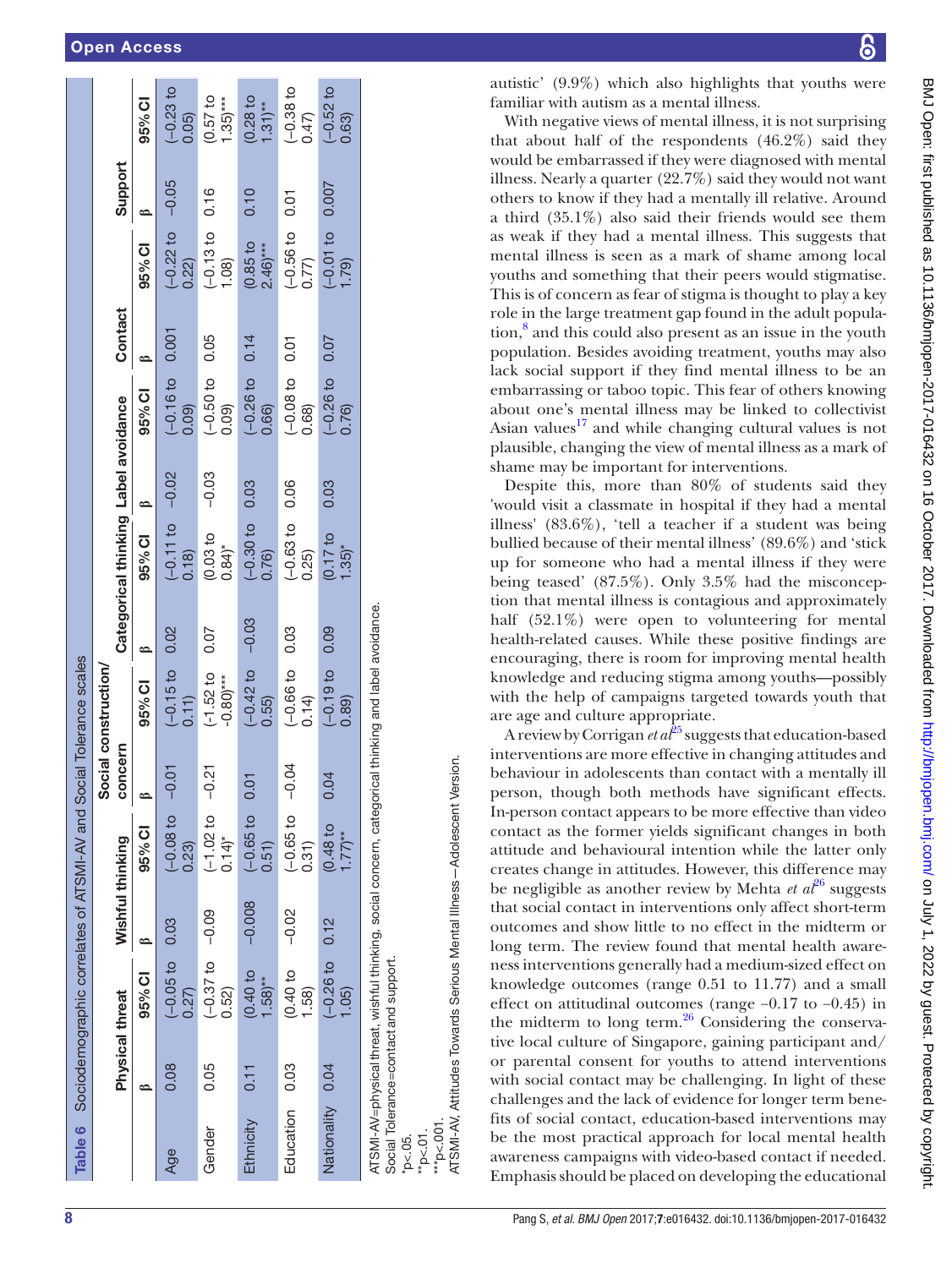**Table 6** Sociodemographic correlates of ATSMI-AV and Social Tolerance scales

| | Physical threat | | Wishful thinking | | Social construction/concern | | Categorical thinking | | Label avoidance | | Contact | | Support | |
|---|---|---|---|---|---|---|---|---|---|---|---|---|---|---|
| | β | 95% CI | β | 95% CI | β | 95% CI | β | 95% CI | β | 95% CI | β | 95% CI | β | 95% CI |
| Age | 0.08 | (−0.05 to 0.27) | 0.03 | (−0.08 to 0.23) | −0.01 | (−0.15 to 0.11) | 0.02 | (−0.11 to 0.18) | −0.02 | (−0.16 to 0.09) | 0.001 | (−0.22 to 0.22) | −0.05 | (−0.23 to 0.05) |
| Gender | 0.05 | (−0.37 to 0.52) | −0.09 | (−1.02 to 0.14)* | −0.21 | (-1.52 to -0.80)*** | 0.07 | (0.03 to 0.84)* | −0.03 | (−0.50 to 0.09) | 0.05 | (−0.13 to 1.08) | 0.16 | (0.57 to 1.35)*** |
| Ethnicity | 0.11 | (0.40 to 1.58)** | −0.008 | (−0.65 to 0.51) | 0.01 | (−0.42 to 0.55) | −0.03 | (−0.30 to 0.76) | 0.03 | (−0.26 to 0.66) | 0.14 | (0.85 to 2.46)*** | 0.10 | (0.28 to 1.31)** |
| Education | 0.03 | (0.40 to 1.58) | −0.02 | (−0.65 to 0.31) | −0.04 | (−0.66 to 0.14) | 0.03 | (−0.63 to 0.25) | 0.06 | (−0.08 to 0.68) | 0.01 | (−0.56 to 0.77) | 0.01 | (−0.38 to 0.47) |
| Nationality | 0.04 | (−0.26 to 1.05) | 0.12 | (0.48 to 1.77)** | 0.04 | (−0.19 to 0.89) | 0.09 | (0.17 to 1.35)* | 0.03 | (−0.26 to 0.76) | 0.07 | (−0.01 to 1.79) | 0.007 | (−0.52 to 0.63) |

ATSMI-AV=physical threat, wishful thinking, social concern, categorical thinking and label avoidance.
Social Tolerance=contact and support.
*p<.05.
**p<.01.
***p<.001.
ATSMI-AV, Attitudes Towards Serious Mental Illness—Adolescent Version.

autistic' (9.9%) which also highlights that youths were familiar with autism as a mental illness.

With negative views of mental illness, it is not surprising that about half of the respondents (46.2%) said they would be embarrassed if they were diagnosed with mental illness. Nearly a quarter (22.7%) said they would not want others to know if they had a mentally ill relative. Around a third (35.1%) also said their friends would see them as weak if they had a mental illness. This suggests that mental illness is seen as a mark of shame among local youths and something that their peers would stigmatise. This is of concern as fear of stigma is thought to play a key role in the large treatment gap found in the adult population,[8] and this could also present as an issue in the youth population. Besides avoiding treatment, youths may also lack social support if they find mental illness to be an embarrassing or taboo topic. This fear of others knowing about one's mental illness may be linked to collectivist Asian values[17] and while changing cultural values is not plausible, changing the view of mental illness as a mark of shame may be important for interventions.

Despite this, more than 80% of students said they 'would visit a classmate in hospital if they had a mental illness' (83.6%), 'tell a teacher if a student was being bullied because of their mental illness' (89.6%) and 'stick up for someone who had a mental illness if they were being teased' (87.5%). Only 3.5% had the misconception that mental illness is contagious and approximately half (52.1%) were open to volunteering for mental health-related causes. While these positive findings are encouraging, there is room for improving mental health knowledge and reducing stigma among youths—possibly with the help of campaigns targeted towards youth that are age and culture appropriate.

A review by Corrigan *et al*[25] suggests that education-based interventions are more effective in changing attitudes and behaviour in adolescents than contact with a mentally ill person, though both methods have significant effects. In-person contact appears to be more effective than video contact as the former yields significant changes in both attitude and behavioural intention while the latter only creates change in attitudes. However, this difference may be negligible as another review by Mehta *et al*[26] suggests that social contact in interventions only affect short-term outcomes and show little to no effect in the midterm or long term. The review found that mental health awareness interventions generally had a medium-sized effect on knowledge outcomes (range 0.51 to 11.77) and a small effect on attitudinal outcomes (range −0.17 to −0.45) in the midterm to long term.[26] Considering the conservative local culture of Singapore, gaining participant and/or parental consent for youths to attend interventions with social contact may be challenging. In light of these challenges and the lack of evidence for longer term benefits of social contact, education-based interventions may be the most practical approach for local mental health awareness campaigns with video-based contact if needed. Emphasis should be placed on developing the educational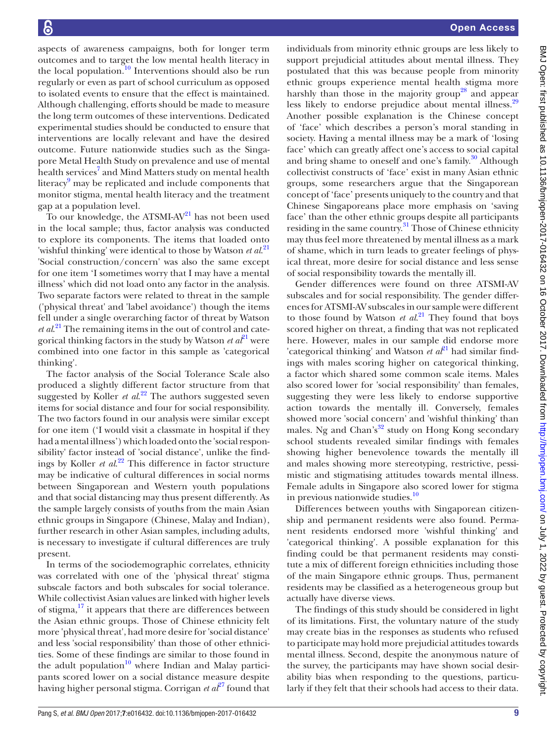aspects of awareness campaigns, both for longer term outcomes and to target the low mental health literacy in the local population.[10] Interventions should also be run regularly or even as part of school curriculum as opposed to isolated events to ensure that the effect is maintained. Although challenging, efforts should be made to measure the long term outcomes of these interventions. Dedicated experimental studies should be conducted to ensure that interventions are locally relevant and have the desired outcome. Future nationwide studies such as the Singapore Metal Health Study on prevalence and use of mental health services[7] and Mind Matters study on mental health literacy[9] may be replicated and include components that monitor stigma, mental health literacy and the treatment gap at a population level.

To our knowledge, the ATSMI-AV[21] has not been used in the local sample; thus, factor analysis was conducted to explore its components. The items that loaded onto 'wishful thinking' were identical to those by Watson *et al*.[21] 'Social construction/concern' was also the same except for one item 'I sometimes worry that I may have a mental illness' which did not load onto any factor in the analysis. Two separate factors were related to threat in the sample ('physical threat' and 'label avoidance') though the items fell under a single overarching factor of threat by Watson *et al*.[21] The remaining items in the out of control and categorical thinking factors in the study by Watson *et al*[21] were combined into one factor in this sample as 'categorical thinking'.

The factor analysis of the Social Tolerance Scale also produced a slightly different factor structure from that suggested by Koller *et al*.[22] The authors suggested seven items for social distance and four for social responsibility. The two factors found in our analysis were similar except for one item ('I would visit a classmate in hospital if they had a mental illness') which loaded onto the 'social responsibility' factor instead of 'social distance', unlike the findings by Koller *et al*.[22] This difference in factor structure may be indicative of cultural differences in social norms between Singaporean and Western youth populations and that social distancing may thus present differently. As the sample largely consists of youths from the main Asian ethnic groups in Singapore (Chinese, Malay and Indian), further research in other Asian samples, including adults, is necessary to investigate if cultural differences are truly present.

In terms of the sociodemographic correlates, ethnicity was correlated with one of the 'physical threat' stigma subscale factors and both subscales for social tolerance. While collectivist Asian values are linked with higher levels of stigma,[17] it appears that there are differences between the Asian ethnic groups. Those of Chinese ethnicity felt more 'physical threat', had more desire for 'social distance' and less 'social responsibility' than those of other ethnicities. Some of these findings are similar to those found in the adult population[10] where Indian and Malay participants scored lower on a social distance measure despite having higher personal stigma. Corrigan *et al*[27] found that individuals from minority ethnic groups are less likely to support prejudicial attitudes about mental illness. They postulated that this was because people from minority ethnic groups experience mental health stigma more harshly than those in the majority group[28] and appear less likely to endorse prejudice about mental illness.[29] Another possible explanation is the Chinese concept of 'face' which describes a person's moral standing in society. Having a mental illness may be a mark of 'losing face' which can greatly affect one's access to social capital and bring shame to oneself and one's family.[30] Although collectivist constructs of 'face' exist in many Asian ethnic groups, some researchers argue that the Singaporean concept of 'face' presents uniquely to the country and that Chinese Singaporeans place more emphasis on 'saving face' than the other ethnic groups despite all participants residing in the same country.[31] Those of Chinese ethnicity may thus feel more threatened by mental illness as a mark of shame, which in turn leads to greater feelings of physical threat, more desire for social distance and less sense of social responsibility towards the mentally ill.

Gender differences were found on three ATSMI-AV subscales and for social responsibility. The gender differences for ATSMI-AV subscales in our sample were different to those found by Watson *et al*.[21] They found that boys scored higher on threat, a finding that was not replicated here. However, males in our sample did endorse more 'categorical thinking' and Watson *et al*[21] had similar findings with males scoring higher on categorical thinking, a factor which shared some common scale items. Males also scored lower for 'social responsibility' than females, suggesting they were less likely to endorse supportive action towards the mentally ill. Conversely, females showed more 'social concern' and 'wishful thinking' than males. Ng and Chan's[32] study on Hong Kong secondary school students revealed similar findings with females showing higher benevolence towards the mentally ill and males showing more stereotyping, restrictive, pessimistic and stigmatising attitudes towards mental illness. Female adults in Singapore also scored lower for stigma in previous nationwide studies.[10]

Differences between youths with Singaporean citizenship and permanent residents were also found. Permanent residents endorsed more 'wishful thinking' and 'categorical thinking'. A possible explanation for this finding could be that permanent residents may constitute a mix of different foreign ethnicities including those of the main Singapore ethnic groups. Thus, permanent residents may be classified as a heterogeneous group but actually have diverse views.

The findings of this study should be considered in light of its limitations. First, the voluntary nature of the study may create bias in the responses as students who refused to participate may hold more prejudicial attitudes towards mental illness. Second, despite the anonymous nature of the survey, the participants may have shown social desirability bias when responding to the questions, particularly if they felt that their schools had access to their data.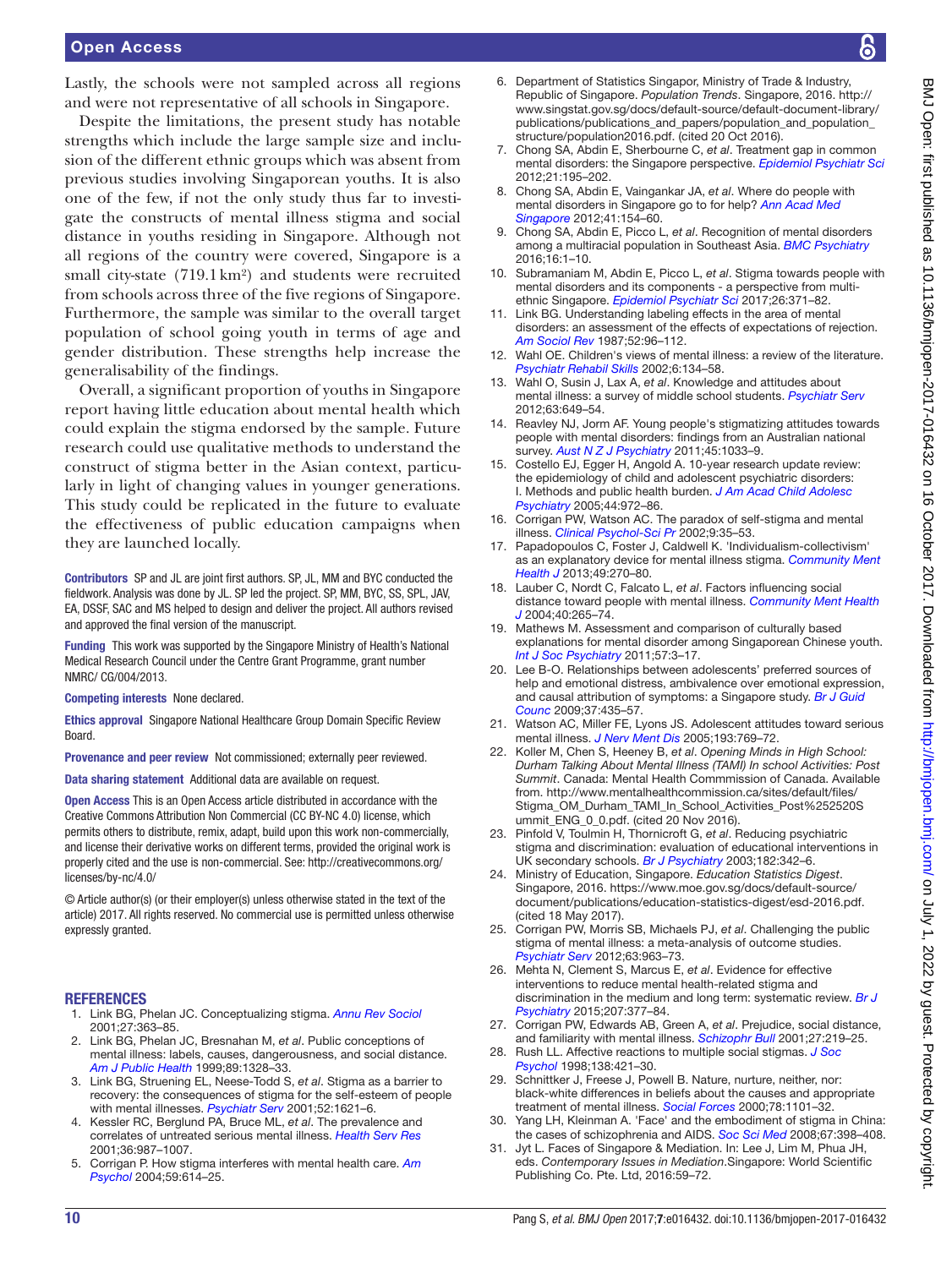Lastly, the schools were not sampled across all regions and were not representative of all schools in Singapore.

Despite the limitations, the present study has notable strengths which include the large sample size and inclusion of the different ethnic groups which was absent from previous studies involving Singaporean youths. It is also one of the few, if not the only study thus far to investigate the constructs of mental illness stigma and social distance in youths residing in Singapore. Although not all regions of the country were covered, Singapore is a small city-state (719.1 km²) and students were recruited from schools across three of the five regions of Singapore. Furthermore, the sample was similar to the overall target population of school going youth in terms of age and gender distribution. These strengths help increase the generalisability of the findings.

Overall, a significant proportion of youths in Singapore report having little education about mental health which could explain the stigma endorsed by the sample. Future research could use qualitative methods to understand the construct of stigma better in the Asian context, particularly in light of changing values in younger generations. This study could be replicated in the future to evaluate the effectiveness of public education campaigns when they are launched locally.

**Contributors** SP and JL are joint first authors. SP, JL, MM and BYC conducted the fieldwork. Analysis was done by JL. SP led the project. SP, MM, BYC, SS, SPL, JAV, EA, DSSF, SAC and MS helped to design and deliver the project. All authors revised and approved the final version of the manuscript.

**Funding** This work was supported by the Singapore Ministry of Health's National Medical Research Council under the Centre Grant Programme, grant number NMRC/ CG/004/2013.

**Competing interests** None declared.

**Ethics approval** Singapore National Healthcare Group Domain Specific Review Board.

**Provenance and peer review** Not commissioned; externally peer reviewed.

**Data sharing statement** Additional data are available on request.

**Open Access** This is an Open Access article distributed in accordance with the Creative Commons Attribution Non Commercial (CC BY-NC 4.0) license, which permits others to distribute, remix, adapt, build upon this work non-commercially, and license their derivative works on different terms, provided the original work is properly cited and the use is non-commercial. See: http://creativecommons.org/licenses/by-nc/4.0/

© Article author(s) (or their employer(s) unless otherwise stated in the text of the article) 2017. All rights reserved. No commercial use is permitted unless otherwise expressly granted.

## REFERENCES

1. Link BG, Phelan JC. Conceptualizing stigma. *Annu Rev Sociol* 2001;27:363–85.
2. Link BG, Phelan JC, Bresnahan M, *et al*. Public conceptions of mental illness: labels, causes, dangerousness, and social distance. *Am J Public Health* 1999;89:1328–33.
3. Link BG, Struening EL, Neese-Todd S, *et al*. Stigma as a barrier to recovery: the consequences of stigma for the self-esteem of people with mental illnesses. *Psychiatr Serv* 2001;52:1621–6.
4. Kessler RC, Berglund PA, Bruce ML, *et al*. The prevalence and correlates of untreated serious mental illness. *Health Serv Res* 2001;36:987–1007.
5. Corrigan P. How stigma interferes with mental health care. *Am Psychol* 2004;59:614–25.
6. Department of Statistics Singapor, Ministry of Trade & Industry, Republic of Singapore. *Population Trends*. Singapore, 2016. http://www.singstat.gov.sg/docs/default-source/default-document-library/publications/publications_and_papers/population_and_population_structure/population2016.pdf. (cited 20 Oct 2016).
7. Chong SA, Abdin E, Sherbourne C, *et al*. Treatment gap in common mental disorders: the Singapore perspective. *Epidemiol Psychiatr Sci* 2012;21:195–202.
8. Chong SA, Abdin E, Vaingankar JA, *et al*. Where do people with mental disorders in Singapore go to for help? *Ann Acad Med Singapore* 2012;41:154–60.
9. Chong SA, Abdin E, Picco L, *et al*. Recognition of mental disorders among a multiracial population in Southeast Asia. *BMC Psychiatry* 2016;16:1–10.
10. Subramaniam M, Abdin E, Picco L, *et al*. Stigma towards people with mental disorders and its components - a perspective from multi-ethnic Singapore. *Epidemiol Psychiatr Sci* 2017;26:371–82.
11. Link BG. Understanding labeling effects in the area of mental disorders: an assessment of the effects of expectations of rejection. *Am Sociol Rev* 1987;52:96–112.
12. Wahl OE. Children's views of mental illness: a review of the literature. *Psychiatr Rehabil Skills* 2002;6:134–58.
13. Wahl O, Susin J, Lax A, *et al*. Knowledge and attitudes about mental illness: a survey of middle school students. *Psychiatr Serv* 2012;63:649–54.
14. Reavley NJ, Jorm AF. Young people's stigmatizing attitudes towards people with mental disorders: findings from an Australian national survey. *Aust N Z J Psychiatry* 2011;45:1033–9.
15. Costello EJ, Egger H, Angold A. 10-year research update review: the epidemiology of child and adolescent psychiatric disorders: I. Methods and public health burden. *J Am Acad Child Adolesc Psychiatry* 2005;44:972–86.
16. Corrigan PW, Watson AC. The paradox of self-stigma and mental illness. *Clinical Psychol-Sci Pr* 2002;9:35–53.
17. Papadopoulos C, Foster J, Caldwell K. 'Individualism-collectivism' as an explanatory device for mental illness stigma. *Community Ment Health J* 2013;49:270–80.
18. Lauber C, Nordt C, Falcato L, *et al*. Factors influencing social distance toward people with mental illness. *Community Ment Health J* 2004;40:265–74.
19. Mathews M. Assessment and comparison of culturally based explanations for mental disorder among Singaporean Chinese youth. *Int J Soc Psychiatry* 2011;57:3–17.
20. Lee B-O. Relationships between adolescents' preferred sources of help and emotional distress, ambivalence over emotional expression, and causal attribution of symptoms: a Singapore study. *Br J Guid Counc* 2009;37:435–57.
21. Watson AC, Miller FE, Lyons JS. Adolescent attitudes toward serious mental illness. *J Nerv Ment Dis* 2005;193:769–72.
22. Koller M, Chen S, Heeney B, *et al*. *Opening Minds in High School: Durham Talking About Mental Illness (TAMI) In school Activities: Post Summit*. Canada: Mental Health Commmission of Canada. Available from. http://www.mentalhealthcommission.ca/sites/default/files/Stigma_OM_Durham_TAMI_In_School_Activities_Post%252520Summit_ENG_0_0.pdf. (cited 20 Nov 2016).
23. Pinfold V, Toulmin H, Thornicroft G, *et al*. Reducing psychiatric stigma and discrimination: evaluation of educational interventions in UK secondary schools. *Br J Psychiatry* 2003;182:342–6.
24. Ministry of Education, Singapore. *Education Statistics Digest*. Singapore, 2016. https://www.moe.gov.sg/docs/default-source/document/publications/education-statistics-digest/esd-2016.pdf. (cited 18 May 2017).
25. Corrigan PW, Morris SB, Michaels PJ, *et al*. Challenging the public stigma of mental illness: a meta-analysis of outcome studies. *Psychiatr Serv* 2012;63:963–73.
26. Mehta N, Clement S, Marcus E, *et al*. Evidence for effective interventions to reduce mental health-related stigma and discrimination in the medium and long term: systematic review. *Br J Psychiatry* 2015;207:377–84.
27. Corrigan PW, Edwards AB, Green A, *et al*. Prejudice, social distance, and familiarity with mental illness. *Schizophr Bull* 2001;27:219–25.
28. Rush LL. Affective reactions to multiple social stigmas. *J Soc Psychol* 1998;138:421–30.
29. Schnittker J, Freese J, Powell B. Nature, nurture, neither, nor: black-white differences in beliefs about the causes and appropriate treatment of mental illness. *Social Forces* 2000;78:1101–32.
30. Yang LH, Kleinman A. 'Face' and the embodiment of stigma in China: the cases of schizophrenia and AIDS. *Soc Sci Med* 2008;67:398–408.
31. Jyt L. Faces of Singapore & Mediation. In: Lee J, Lim M, Phua JH, eds. *Contemporary Issues in Mediation*.Singapore: World Scientific Publishing Co. Pte. Ltd, 2016:59–72.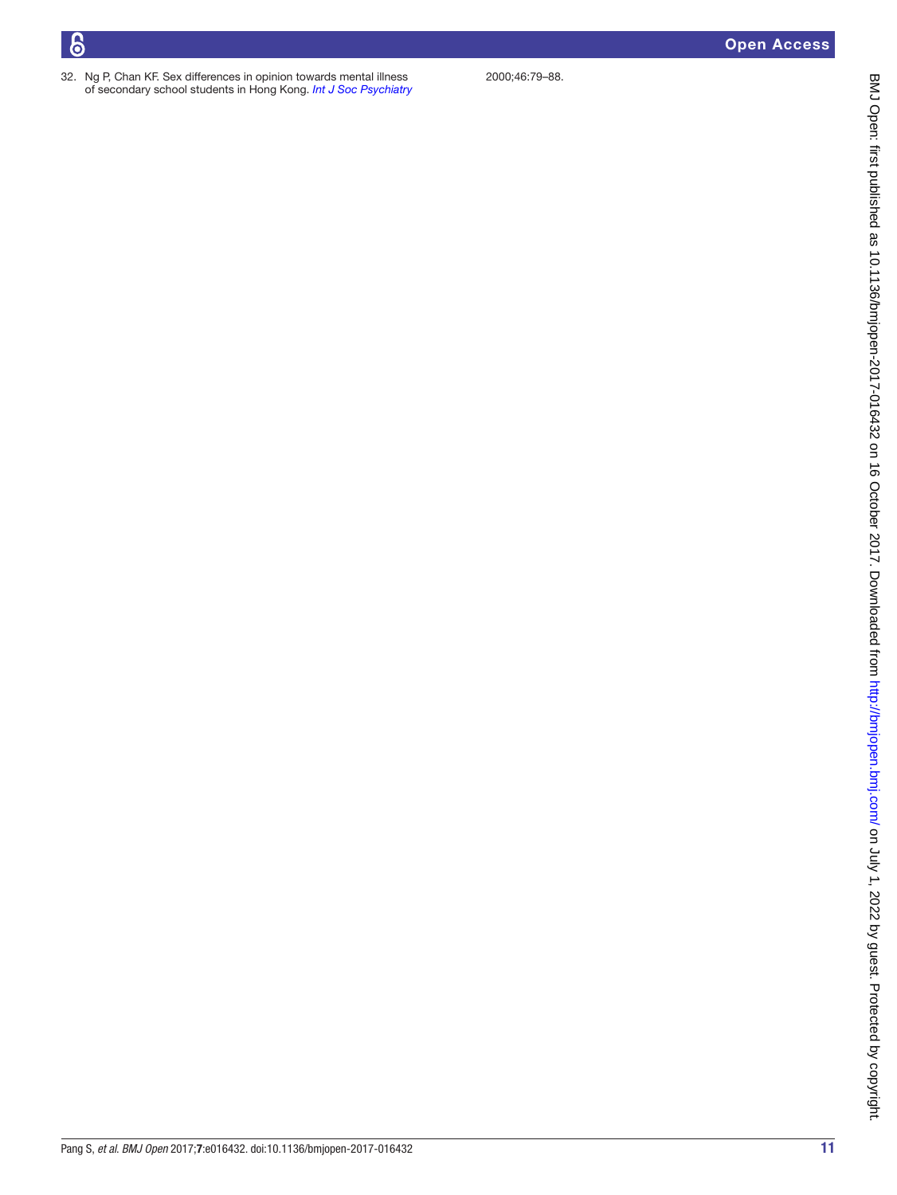32. Ng P, Chan KF. Sex differences in opinion towards mental illness of secondary school students in Hong Kong. *Int J Soc Psychiatry* 2000;46:79–88.